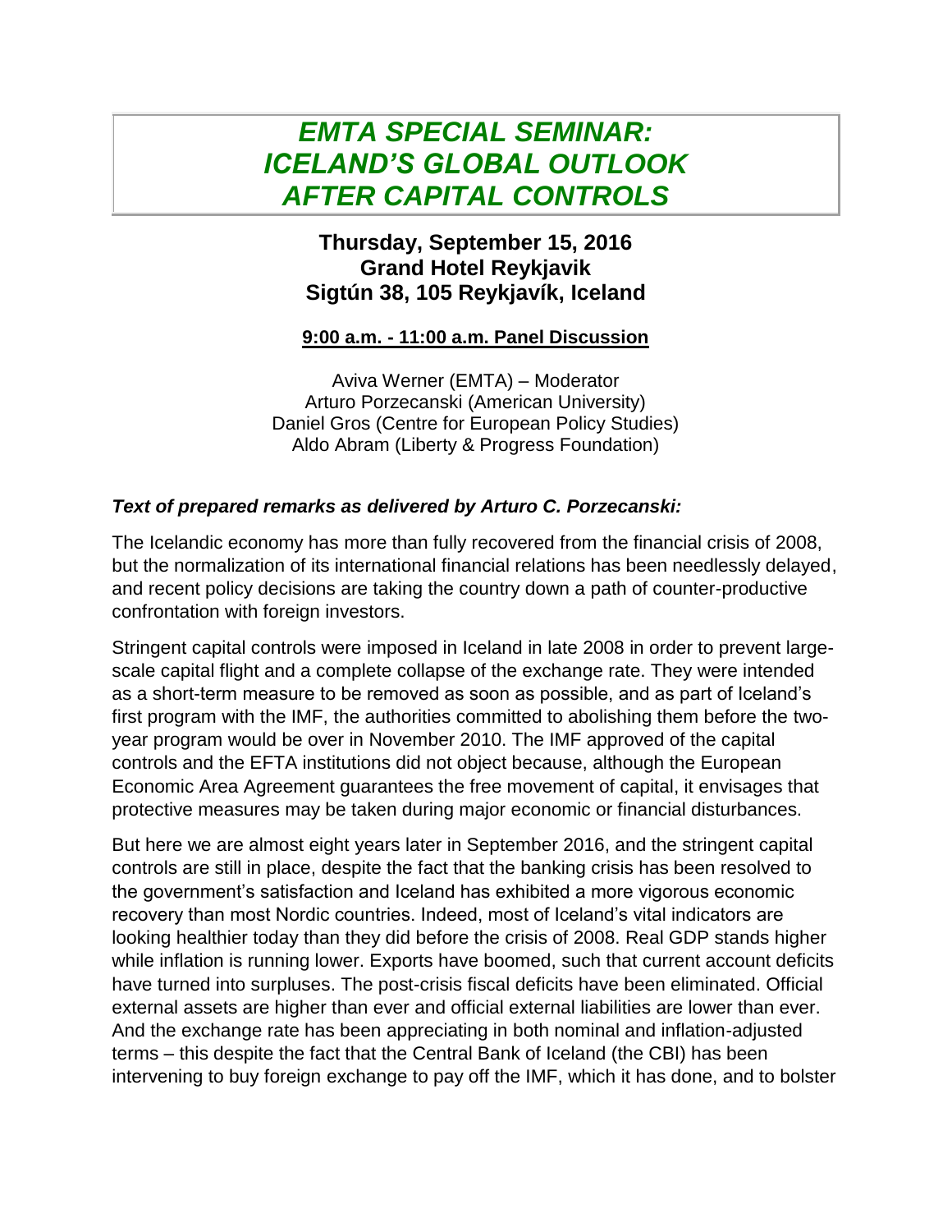# *EMTA SPECIAL SEMINAR: ICELAND'S GLOBAL OUTLOOK AFTER CAPITAL CONTROLS*

## Thursday, September 15, 2016
## Grand Hotel Reykjavik
## Sigtún 38, 105 Reykjavík, Iceland

**9:00 a.m. - 11:00 a.m. Panel Discussion**

Aviva Werner (EMTA) – Moderator
Arturo Porzecanski (American University)
Daniel Gros (Centre for European Policy Studies)
Aldo Abram (Liberty & Progress Foundation)

***Text of prepared remarks as delivered by Arturo C. Porzecanski:***

The Icelandic economy has more than fully recovered from the financial crisis of 2008, but the normalization of its international financial relations has been needlessly delayed, and recent policy decisions are taking the country down a path of counter-productive confrontation with foreign investors.

Stringent capital controls were imposed in Iceland in late 2008 in order to prevent large-scale capital flight and a complete collapse of the exchange rate. They were intended as a short-term measure to be removed as soon as possible, and as part of Iceland's first program with the IMF, the authorities committed to abolishing them before the two-year program would be over in November 2010. The IMF approved of the capital controls and the EFTA institutions did not object because, although the European Economic Area Agreement guarantees the free movement of capital, it envisages that protective measures may be taken during major economic or financial disturbances.

But here we are almost eight years later in September 2016, and the stringent capital controls are still in place, despite the fact that the banking crisis has been resolved to the government's satisfaction and Iceland has exhibited a more vigorous economic recovery than most Nordic countries. Indeed, most of Iceland's vital indicators are looking healthier today than they did before the crisis of 2008. Real GDP stands higher while inflation is running lower. Exports have boomed, such that current account deficits have turned into surpluses. The post-crisis fiscal deficits have been eliminated. Official external assets are higher than ever and official external liabilities are lower than ever. And the exchange rate has been appreciating in both nominal and inflation-adjusted terms – this despite the fact that the Central Bank of Iceland (the CBI) has been intervening to buy foreign exchange to pay off the IMF, which it has done, and to bolster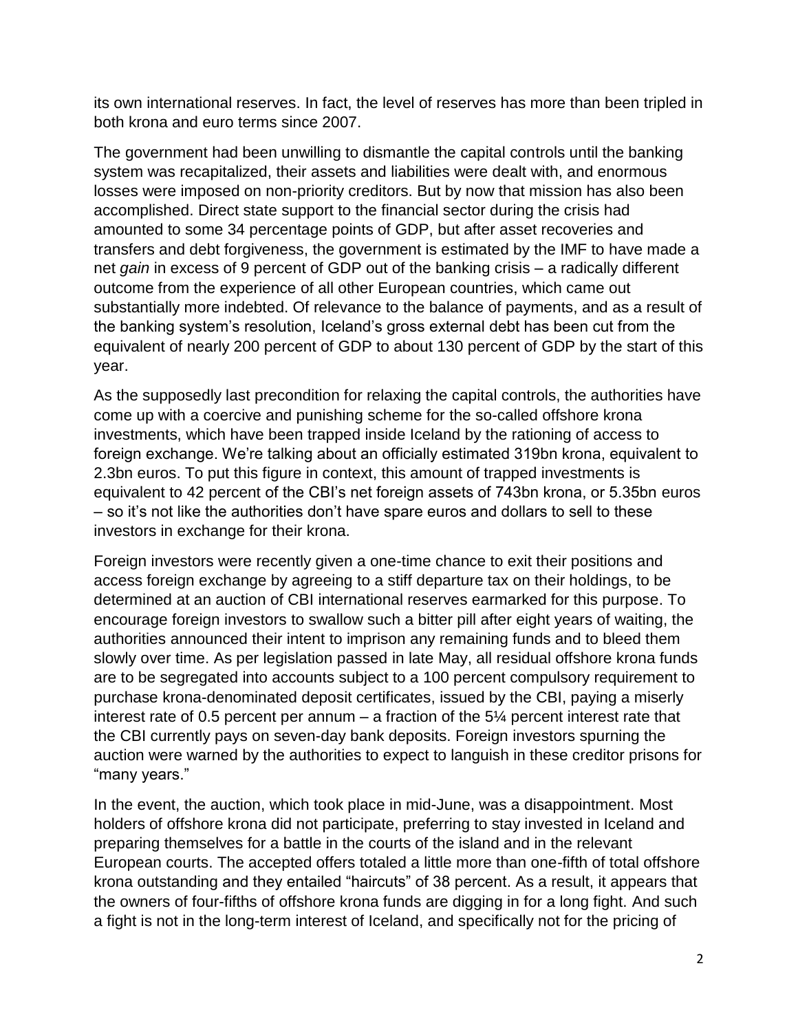its own international reserves. In fact, the level of reserves has more than been tripled in both krona and euro terms since 2007.

The government had been unwilling to dismantle the capital controls until the banking system was recapitalized, their assets and liabilities were dealt with, and enormous losses were imposed on non-priority creditors. But by now that mission has also been accomplished. Direct state support to the financial sector during the crisis had amounted to some 34 percentage points of GDP, but after asset recoveries and transfers and debt forgiveness, the government is estimated by the IMF to have made a net *gain* in excess of 9 percent of GDP out of the banking crisis – a radically different outcome from the experience of all other European countries, which came out substantially more indebted. Of relevance to the balance of payments, and as a result of the banking system's resolution, Iceland's gross external debt has been cut from the equivalent of nearly 200 percent of GDP to about 130 percent of GDP by the start of this year.

As the supposedly last precondition for relaxing the capital controls, the authorities have come up with a coercive and punishing scheme for the so-called offshore krona investments, which have been trapped inside Iceland by the rationing of access to foreign exchange. We're talking about an officially estimated 319bn krona, equivalent to 2.3bn euros. To put this figure in context, this amount of trapped investments is equivalent to 42 percent of the CBI's net foreign assets of 743bn krona, or 5.35bn euros – so it's not like the authorities don't have spare euros and dollars to sell to these investors in exchange for their krona.

Foreign investors were recently given a one-time chance to exit their positions and access foreign exchange by agreeing to a stiff departure tax on their holdings, to be determined at an auction of CBI international reserves earmarked for this purpose. To encourage foreign investors to swallow such a bitter pill after eight years of waiting, the authorities announced their intent to imprison any remaining funds and to bleed them slowly over time. As per legislation passed in late May, all residual offshore krona funds are to be segregated into accounts subject to a 100 percent compulsory requirement to purchase krona-denominated deposit certificates, issued by the CBI, paying a miserly interest rate of 0.5 percent per annum – a fraction of the 5¼ percent interest rate that the CBI currently pays on seven-day bank deposits. Foreign investors spurning the auction were warned by the authorities to expect to languish in these creditor prisons for "many years."

In the event, the auction, which took place in mid-June, was a disappointment. Most holders of offshore krona did not participate, preferring to stay invested in Iceland and preparing themselves for a battle in the courts of the island and in the relevant European courts. The accepted offers totaled a little more than one-fifth of total offshore krona outstanding and they entailed "haircuts" of 38 percent. As a result, it appears that the owners of four-fifths of offshore krona funds are digging in for a long fight. And such a fight is not in the long-term interest of Iceland, and specifically not for the pricing of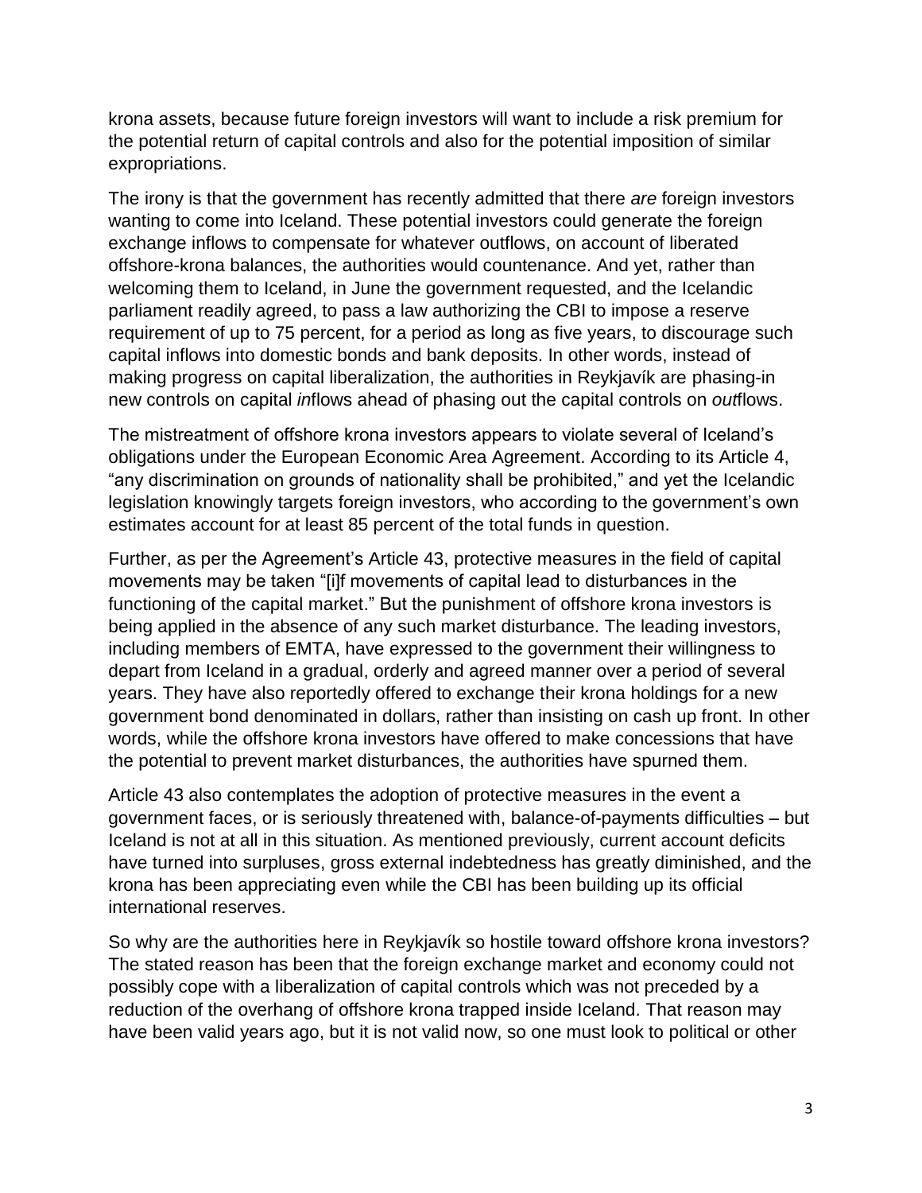krona assets, because future foreign investors will want to include a risk premium for the potential return of capital controls and also for the potential imposition of similar expropriations.

The irony is that the government has recently admitted that there *are* foreign investors wanting to come into Iceland. These potential investors could generate the foreign exchange inflows to compensate for whatever outflows, on account of liberated offshore-krona balances, the authorities would countenance. And yet, rather than welcoming them to Iceland, in June the government requested, and the Icelandic parliament readily agreed, to pass a law authorizing the CBI to impose a reserve requirement of up to 75 percent, for a period as long as five years, to discourage such capital inflows into domestic bonds and bank deposits. In other words, instead of making progress on capital liberalization, the authorities in Reykjavík are phasing-in new controls on capital *in*flows ahead of phasing out the capital controls on *out*flows.

The mistreatment of offshore krona investors appears to violate several of Iceland's obligations under the European Economic Area Agreement. According to its Article 4, "any discrimination on grounds of nationality shall be prohibited," and yet the Icelandic legislation knowingly targets foreign investors, who according to the government's own estimates account for at least 85 percent of the total funds in question.

Further, as per the Agreement's Article 43, protective measures in the field of capital movements may be taken "[i]f movements of capital lead to disturbances in the functioning of the capital market." But the punishment of offshore krona investors is being applied in the absence of any such market disturbance. The leading investors, including members of EMTA, have expressed to the government their willingness to depart from Iceland in a gradual, orderly and agreed manner over a period of several years. They have also reportedly offered to exchange their krona holdings for a new government bond denominated in dollars, rather than insisting on cash up front. In other words, while the offshore krona investors have offered to make concessions that have the potential to prevent market disturbances, the authorities have spurned them.

Article 43 also contemplates the adoption of protective measures in the event a government faces, or is seriously threatened with, balance-of-payments difficulties – but Iceland is not at all in this situation. As mentioned previously, current account deficits have turned into surpluses, gross external indebtedness has greatly diminished, and the krona has been appreciating even while the CBI has been building up its official international reserves.

So why are the authorities here in Reykjavík so hostile toward offshore krona investors? The stated reason has been that the foreign exchange market and economy could not possibly cope with a liberalization of capital controls which was not preceded by a reduction of the overhang of offshore krona trapped inside Iceland. That reason may have been valid years ago, but it is not valid now, so one must look to political or other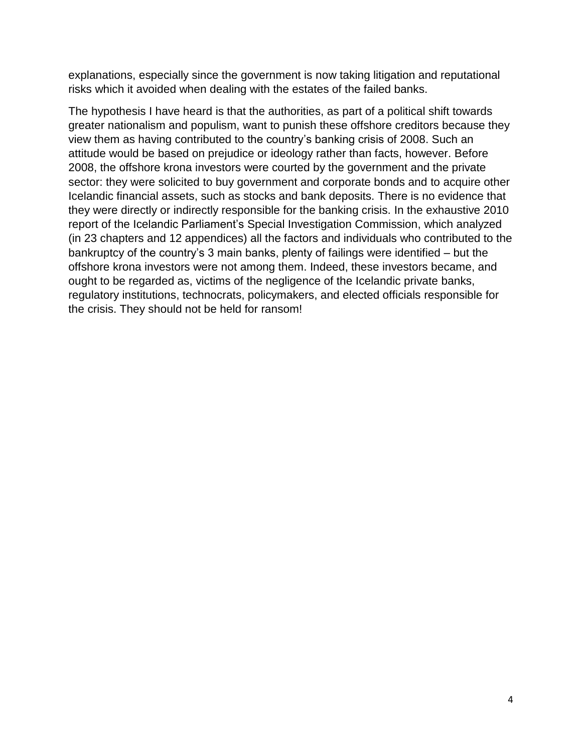explanations, especially since the government is now taking litigation and reputational risks which it avoided when dealing with the estates of the failed banks.

The hypothesis I have heard is that the authorities, as part of a political shift towards greater nationalism and populism, want to punish these offshore creditors because they view them as having contributed to the country's banking crisis of 2008. Such an attitude would be based on prejudice or ideology rather than facts, however. Before 2008, the offshore krona investors were courted by the government and the private sector: they were solicited to buy government and corporate bonds and to acquire other Icelandic financial assets, such as stocks and bank deposits. There is no evidence that they were directly or indirectly responsible for the banking crisis. In the exhaustive 2010 report of the Icelandic Parliament's Special Investigation Commission, which analyzed (in 23 chapters and 12 appendices) all the factors and individuals who contributed to the bankruptcy of the country's 3 main banks, plenty of failings were identified – but the offshore krona investors were not among them. Indeed, these investors became, and ought to be regarded as, victims of the negligence of the Icelandic private banks, regulatory institutions, technocrats, policymakers, and elected officials responsible for the crisis. They should not be held for ransom!